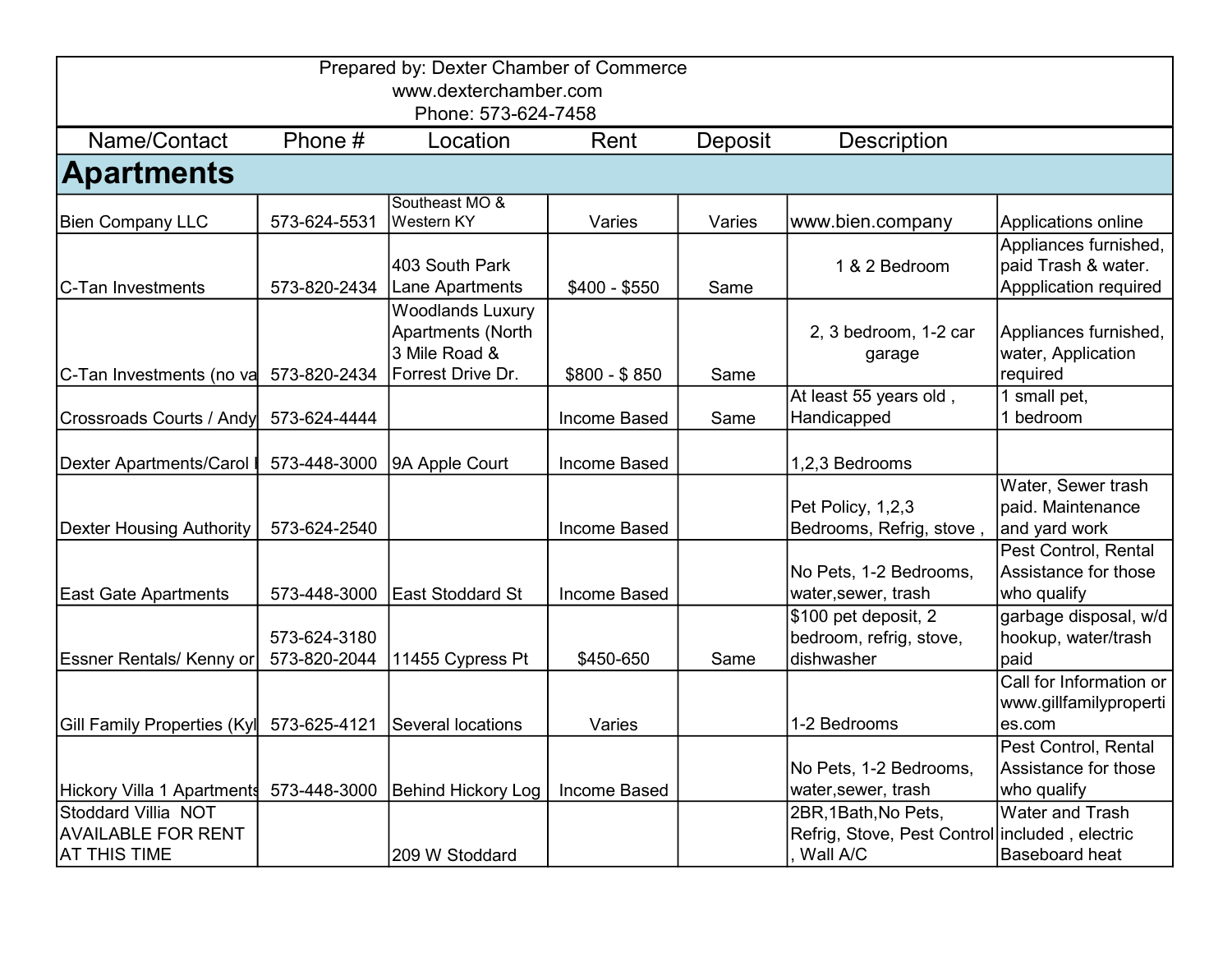Prepared by: Dexter Chamber of Commerce
www.dexterchamber.com
Phone: 573-624-7458

| Name/Contact | Phone # | Location | Rent | Deposit | Description | |
|---|---|---|---|---|---|---|
| **Apartments** | | | | | | |
| Bien Company LLC | 573-624-5531 | Southeast MO & Western KY | Varies | Varies | www.bien.company | Applications online |
| C-Tan Investments | 573-820-2434 | 403 South Park Lane Apartments | $400 - $550 | Same | 1 & 2 Bedroom | Appliances furnished, paid Trash & water. Appplication required |
| C-Tan Investments (no va | 573-820-2434 | Woodlands Luxury Apartments (North 3 Mile Road & Forrest Drive Dr. | $800 - $ 850 | Same | 2, 3 bedroom, 1-2 car garage | Appliances furnished, water, Application required |
| Crossroads Courts / Andy | 573-624-4444 | | Income Based | Same | At least 55 years old , Handicapped | 1 small pet, 1 bedroom |
| Dexter Apartments/Carol I | 573-448-3000 | 9A Apple Court | Income Based | | 1,2,3 Bedrooms | |
| Dexter Housing Authority | 573-624-2540 | | Income Based | | Pet Policy, 1,2,3 Bedrooms, Refrig, stove , | Water, Sewer trash paid. Maintenance and yard work |
| East Gate Apartments | 573-448-3000 | East Stoddard St | Income Based | | No Pets, 1-2 Bedrooms, water,sewer, trash | Pest Control, Rental Assistance for those who qualify |
| Essner Rentals/ Kenny or | 573-624-3180<br>573-820-2044 | 11455 Cypress Pt | $450-650 | Same | $100 pet deposit, 2 bedroom, refrig, stove, dishwasher | garbage disposal, w/d hookup, water/trash paid |
| Gill Family Properties (Kyl | 573-625-4121 | Several locations | Varies | | 1-2 Bedrooms | Call for Information or www.gillfamilyproperties.com |
| Hickory Villa 1 Apartments | 573-448-3000 | Behind Hickory Log | Income Based | | No Pets, 1-2 Bedrooms, water,sewer, trash | Pest Control, Rental Assistance for those who qualify |
| Stoddard Villia NOT AVAILABLE FOR RENT AT THIS TIME | | 209 W Stoddard | | | 2BR,1Bath,No Pets, Refrig, Stove, Pest Control , Wall A/C | Water and Trash included , electric Baseboard heat |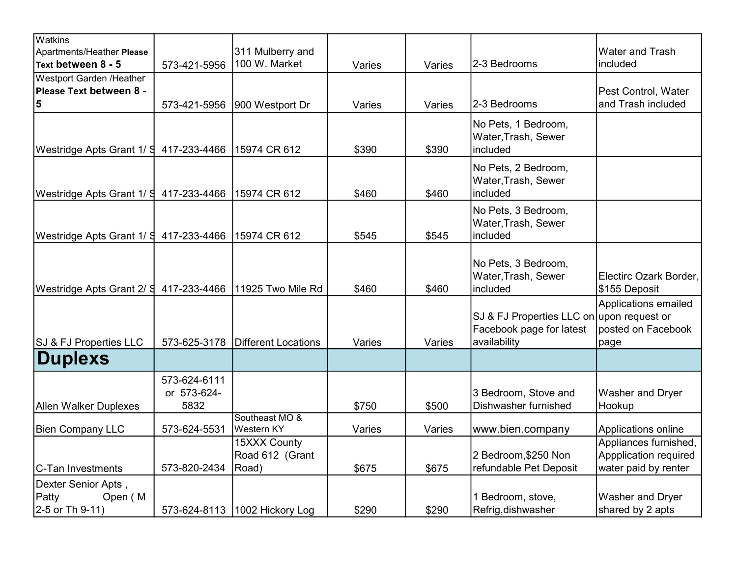| Watkins Apartments/Heather **Please Text between 8 - 5** | 573-421-5956 | 311 Mulberry and 100 W. Market | Varies | Varies | 2-3 Bedrooms | Water and Trash included |
|---|---|---|---|---|---|---|
| Westport Garden /Heather **Please Text between 8 - 5** | 573-421-5956 | 900 Westport Dr | Varies | Varies | 2-3 Bedrooms | Pest Control, Water and Trash included |
| Westridge Apts Grant 1/ S | 417-233-4466 | 15974 CR 612 | $390 | $390 | No Pets, 1 Bedroom, Water,Trash, Sewer included | |
| Westridge Apts Grant 1/ S | 417-233-4466 | 15974 CR 612 | $460 | $460 | No Pets, 2 Bedroom, Water,Trash, Sewer included | |
| Westridge Apts Grant 1/ S | 417-233-4466 | 15974 CR 612 | $545 | $545 | No Pets, 3 Bedroom, Water,Trash, Sewer included | |
| Westridge Apts Grant 2/ S | 417-233-4466 | 11925 Two Mile Rd | $460 | $460 | No Pets, 3 Bedroom, Water,Trash, Sewer included | Electirc Ozark Border, $155 Deposit |
| SJ & FJ Properties LLC | 573-625-3178 | Different Locations | Varies | Varies | SJ & FJ Properties LLC on Facebook page for latest availability | Applications emailed upon request or posted on Facebook page |
| **Duplexs** | | | | | | |
| Allen Walker Duplexes | 573-624-6111 or 573-624-5832 | | $750 | $500 | 3 Bedroom, Stove and Dishwasher furnished | Washer and Dryer Hookup |
| Bien Company LLC | 573-624-5531 | Southeast MO & Western KY | Varies | Varies | www.bien.company | Applications online |
| C-Tan Investments | 573-820-2434 | 15XXX County Road 612 (Grant Road) | $675 | $675 | 2 Bedroom,$250 Non refundable Pet Deposit | Appliances furnished, Appplication required water paid by renter |
| Dexter Senior Apts , Patty Open ( M 2-5 or Th 9-11) | 573-624-8113 | 1002 Hickory Log | $290 | $290 | 1 Bedroom, stove, Refrig,dishwasher | Washer and Dryer shared by 2 apts |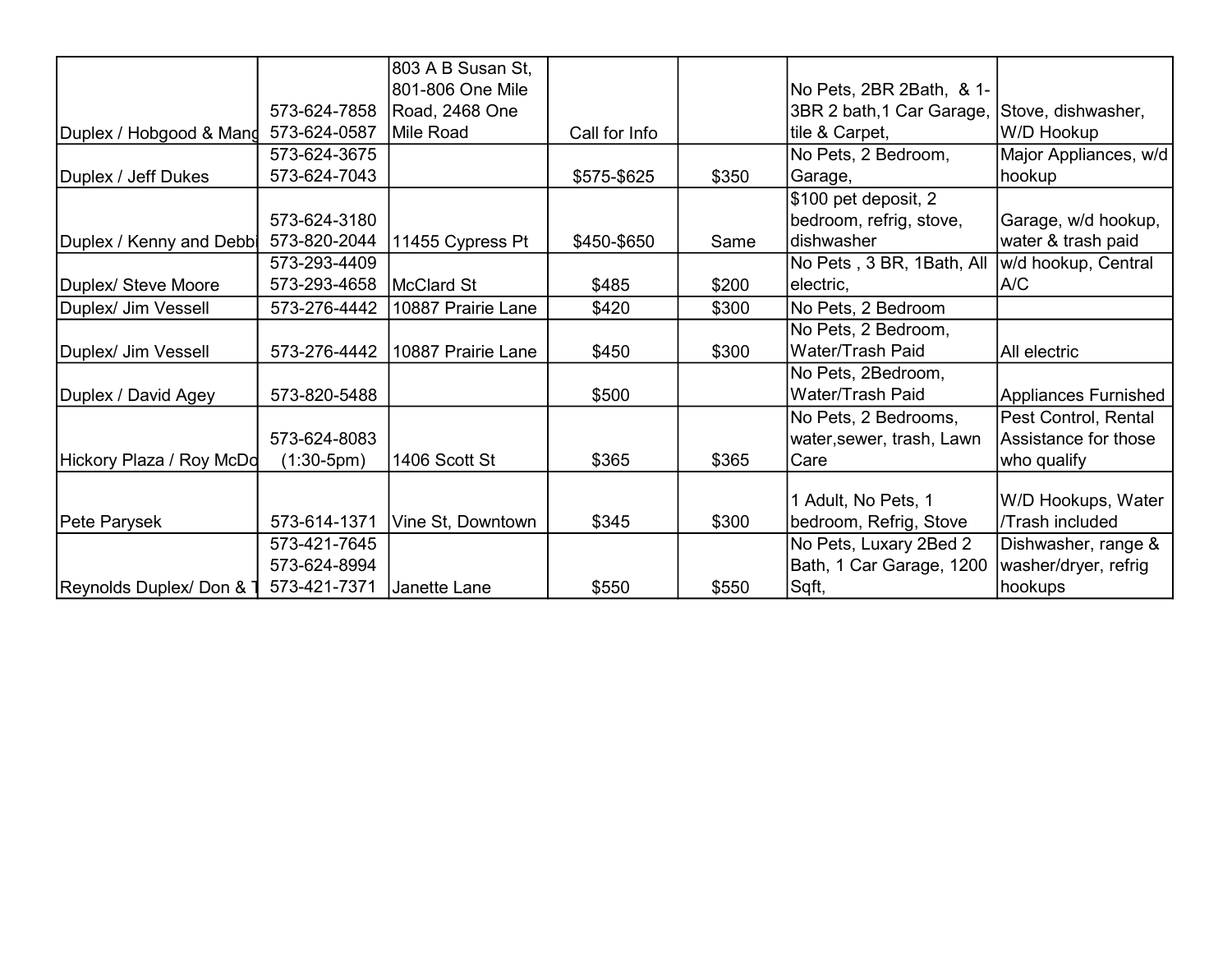| | | | | | | |
|---|---|---|---|---|---|---|
| Duplex / Hobgood & Mang | 573-624-7858<br>573-624-0587 | 803 A B Susan St, 801-806 One Mile Road, 2468 One Mile Road | Call for Info | | No Pets, 2BR 2Bath, & 1-3BR 2 bath,1 Car Garage, tile & Carpet, | Stove, dishwasher, W/D Hookup |
| Duplex / Jeff Dukes | 573-624-3675<br>573-624-7043 | | $575-$625 | $350 | No Pets, 2 Bedroom, Garage, | Major Appliances, w/d hookup |
| Duplex / Kenny and Debbi | 573-624-3180<br>573-820-2044 | 11455 Cypress Pt | $450-$650 | Same | $100 pet deposit, 2 bedroom, refrig, stove, dishwasher | Garage, w/d hookup, water & trash paid |
| Duplex/ Steve Moore | 573-293-4409<br>573-293-4658 | McClard St | $485 | $200 | No Pets , 3 BR, 1Bath, All electric, | w/d hookup, Central A/C |
| Duplex/ Jim Vessell | 573-276-4442 | 10887 Prairie Lane | $420 | $300 | No Pets, 2 Bedroom | |
| Duplex/ Jim Vessell | 573-276-4442 | 10887 Prairie Lane | $450 | $300 | No Pets, 2 Bedroom, Water/Trash Paid | All electric |
| Duplex / David Agey | 573-820-5488 | | $500 | | No Pets, 2Bedroom, Water/Trash Paid | Appliances Furnished |
| Hickory Plaza / Roy McDo | 573-624-8083 (1:30-5pm) | 1406 Scott St | $365 | $365 | No Pets, 2 Bedrooms, water,sewer, trash, Lawn Care | Pest Control, Rental Assistance for those who qualify |
| Pete Parysek | 573-614-1371 | Vine St, Downtown | $345 | $300 | 1 Adult, No Pets, 1 bedroom, Refrig, Stove | W/D Hookups, Water /Trash included |
| Reynolds Duplex/ Don & T | 573-421-7645<br>573-624-8994<br>573-421-7371 | Janette Lane | $550 | $550 | No Pets, Luxary 2Bed 2 Bath, 1 Car Garage, 1200 Sqft, | Dishwasher, range & washer/dryer, refrig hookups |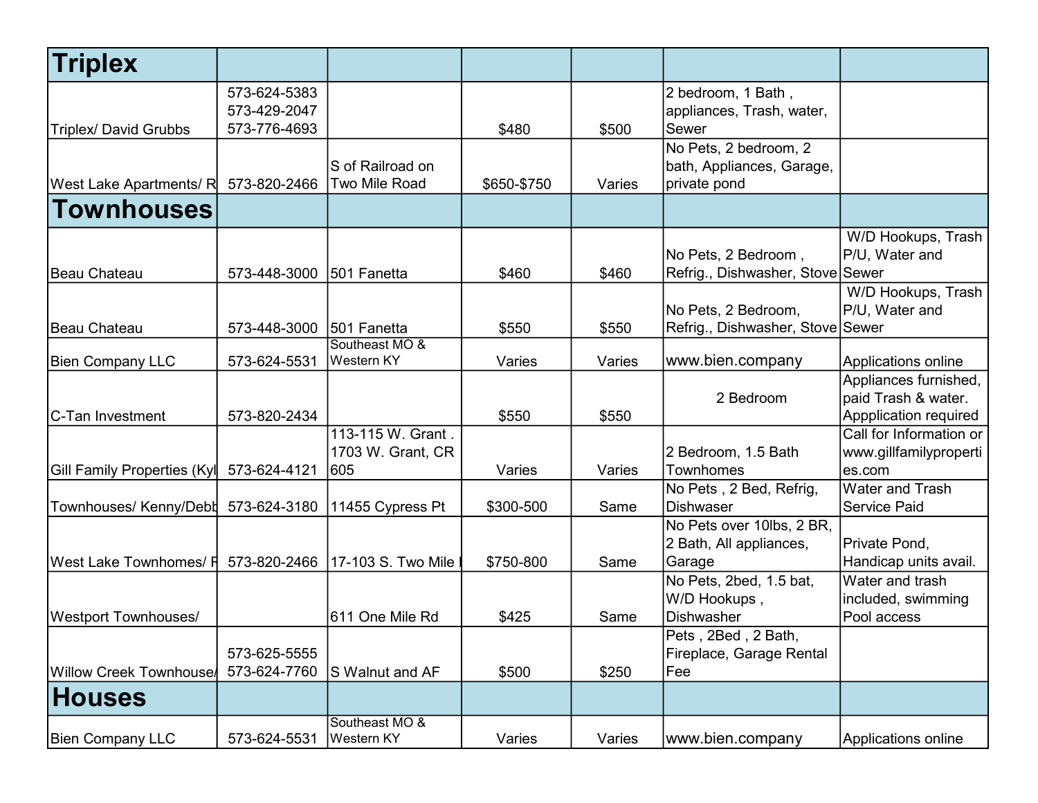| Triplex | | | | | | |
|---|---|---|---|---|---|---|
| Triplex/ David Grubbs | 573-624-5383 573-429-2047 573-776-4693 | | $480 | $500 | 2 bedroom, 1 Bath , appliances, Trash, water, Sewer | |
| West Lake Apartments/ R | 573-820-2466 | S of Railroad on Two Mile Road | $650-$750 | Varies | No Pets, 2 bedroom, 2 bath, Appliances, Garage, private pond | |
| **Townhouses** | | | | | | |
| Beau Chateau | 573-448-3000 | 501 Fanetta | $460 | $460 | No Pets, 2 Bedroom , Refrig., Dishwasher, Stove | W/D Hookups, Trash P/U, Water and Sewer |
| Beau Chateau | 573-448-3000 | 501 Fanetta | $550 | $550 | No Pets, 2 Bedroom, Refrig., Dishwasher, Stove | W/D Hookups, Trash P/U, Water and Sewer |
| Bien Company LLC | 573-624-5531 | Southeast MO & Western KY | Varies | Varies | www.bien.company | Applications online |
| C-Tan Investment | 573-820-2434 | | $550 | $550 | 2 Bedroom | Appliances furnished, paid Trash & water. Appplication required |
| Gill Family Properties (Kyl | 573-624-4121 | 113-115 W. Grant . 1703 W. Grant, CR 605 | Varies | Varies | 2 Bedroom, 1.5 Bath Townhomes | Call for Information or www.gillfamilyproperties.com |
| Townhouses/ Kenny/Debb | 573-624-3180 | 11455 Cypress Pt | $300-500 | Same | No Pets , 2 Bed, Refrig, Dishwaser | Water and Trash Service Paid |
| West Lake Townhomes/ F | 573-820-2466 | 17-103 S. Two Mile I | $750-800 | Same | No Pets over 10lbs, 2 BR, 2 Bath, All appliances, Garage | Private Pond, Handicap units avail. |
| Westport Townhouses/ | | 611 One Mile Rd | $425 | Same | No Pets, 2bed, 1.5 bat, W/D Hookups , Dishwasher | Water and trash included, swimming Pool access |
| Willow Creek Townhouse/ | 573-625-5555 573-624-7760 | S Walnut and AF | $500 | $250 | Pets , 2Bed , 2 Bath, Fireplace, Garage Rental Fee | |
| **Houses** | | | | | | |
| Bien Company LLC | 573-624-5531 | Southeast MO & Western KY | Varies | Varies | www.bien.company | Applications online |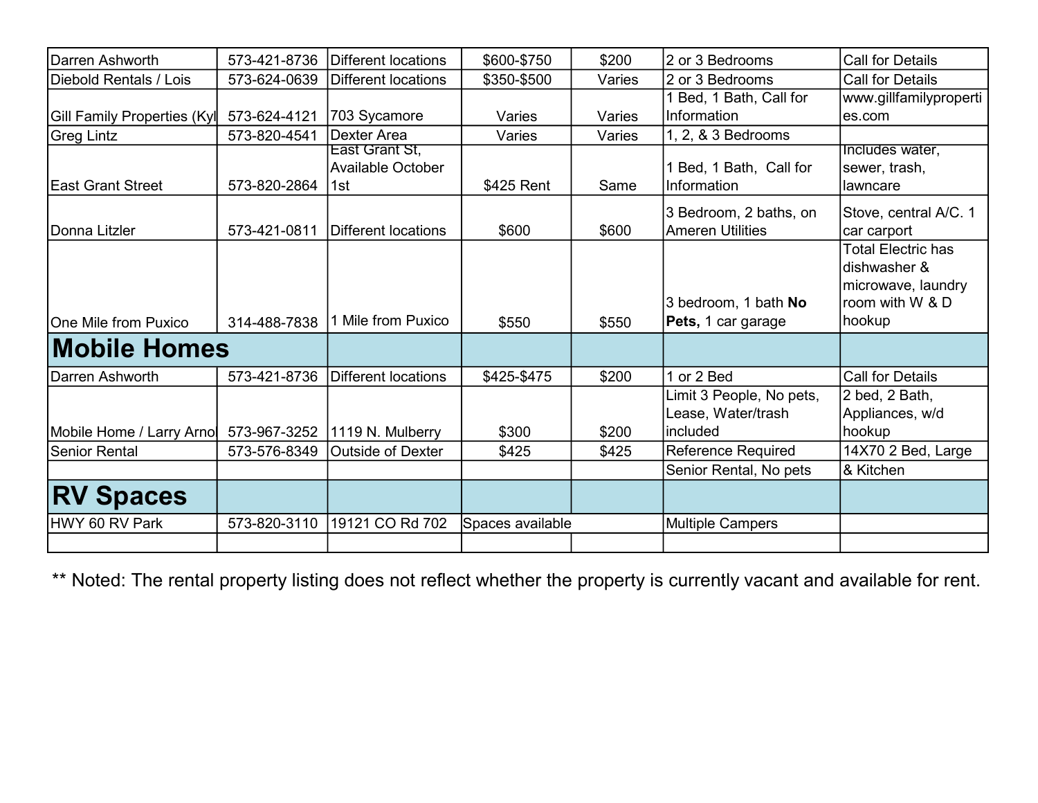| | | | | | | |
|---|---|---|---|---|---|---|
| Darren Ashworth | 573-421-8736 | Different locations | $600-$750 | $200 | 2 or 3 Bedrooms | Call for Details |
| Diebold Rentals / Lois | 573-624-0639 | Different locations | $350-$500 | Varies | 2 or 3 Bedrooms | Call for Details |
| Gill Family Properties (Kyl | 573-624-4121 | 703 Sycamore | Varies | Varies | 1 Bed, 1 Bath, Call for Information | www.gillfamilyproperties.com |
| Greg Lintz | 573-820-4541 | Dexter Area | Varies | Varies | 1, 2, & 3 Bedrooms | |
| East Grant Street | 573-820-2864 | East Grant St, Available October 1st | $425 Rent | Same | 1 Bed, 1 Bath, Call for Information | Includes water, sewer, trash, lawncare |
| Donna Litzler | 573-421-0811 | Different locations | $600 | $600 | 3 Bedroom, 2 baths, on Ameren Utilities | Stove, central A/C. 1 car carport |
| One Mile from Puxico | 314-488-7838 | 1 Mile from Puxico | $550 | $550 | 3 bedroom, 1 bath **No Pets,** 1 car garage | Total Electric has dishwasher & microwave, laundry room with W & D hookup |
| **Mobile Homes** | | | | | | |
| Darren Ashworth | 573-421-8736 | Different locations | $425-$475 | $200 | 1 or 2 Bed | Call for Details |
| Mobile Home / Larry Arno | 573-967-3252 | 1119 N. Mulberry | $300 | $200 | Limit 3 People, No pets, Lease, Water/trash included | 2 bed, 2 Bath, Appliances, w/d hookup |
| Senior Rental | 573-576-8349 | Outside of Dexter | $425 | $425 | Reference Required | 14X70 2 Bed, Large |
| | | | | | Senior Rental, No pets | & Kitchen |
| **RV Spaces** | | | | | | |
| HWY 60 RV Park | 573-820-3110 | 19121 CO Rd 702 | Spaces available | | Multiple Campers | |
| | | | | | | |

** Noted: The rental property listing does not reflect whether the property is currently vacant and available for rent.